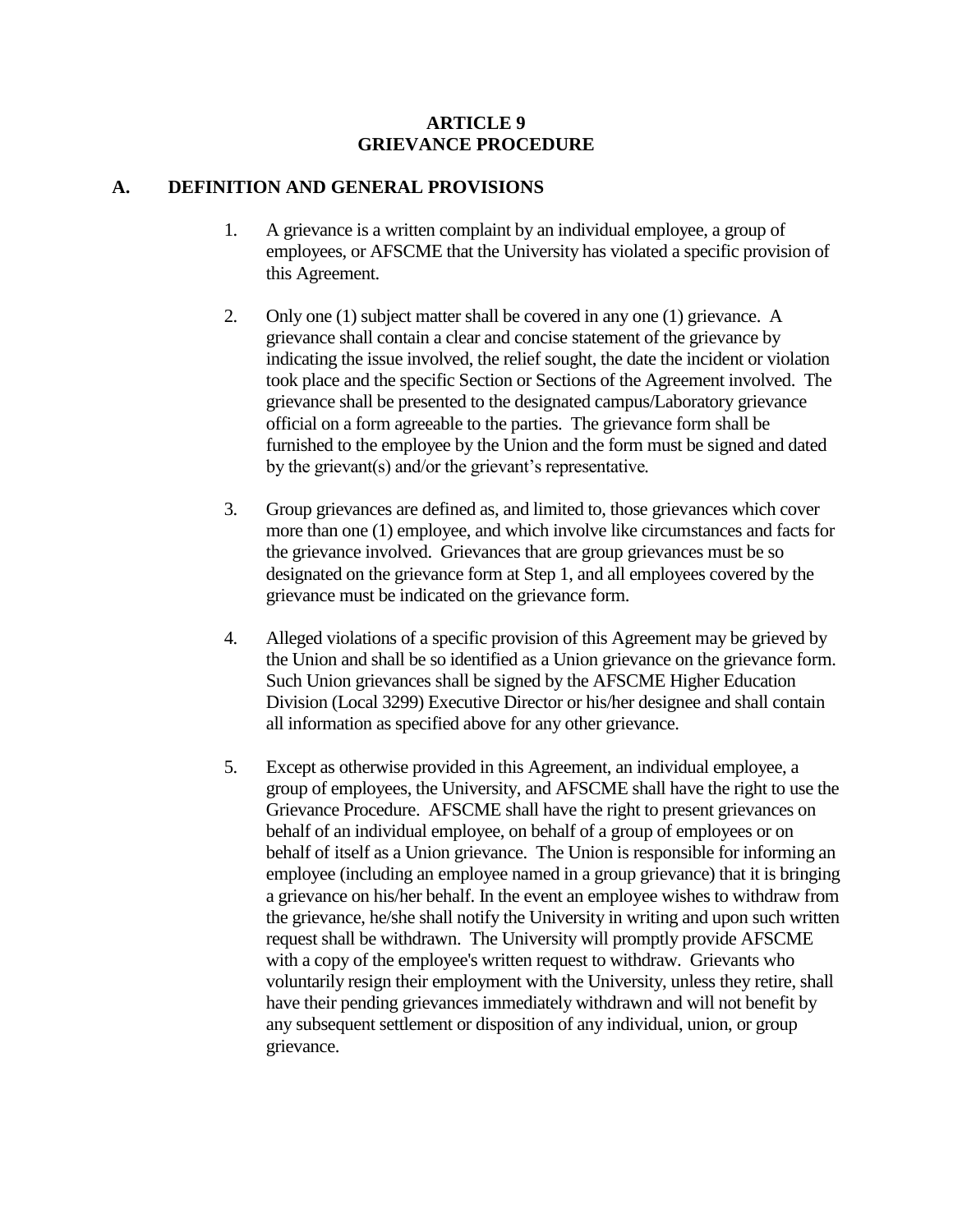# ARTICLE 9
# GRIEVANCE PROCEDURE

## A. DEFINITION AND GENERAL PROVISIONS

1. A grievance is a written complaint by an individual employee, a group of employees, or AFSCME that the University has violated a specific provision of this Agreement.

2. Only one (1) subject matter shall be covered in any one (1) grievance. A grievance shall contain a clear and concise statement of the grievance by indicating the issue involved, the relief sought, the date the incident or violation took place and the specific Section or Sections of the Agreement involved. The grievance shall be presented to the designated campus/Laboratory grievance official on a form agreeable to the parties. The grievance form shall be furnished to the employee by the Union and the form must be signed and dated by the grievant(s) and/or the grievant's representative.

3. Group grievances are defined as, and limited to, those grievances which cover more than one (1) employee, and which involve like circumstances and facts for the grievance involved. Grievances that are group grievances must be so designated on the grievance form at Step 1, and all employees covered by the grievance must be indicated on the grievance form.

4. Alleged violations of a specific provision of this Agreement may be grieved by the Union and shall be so identified as a Union grievance on the grievance form. Such Union grievances shall be signed by the AFSCME Higher Education Division (Local 3299) Executive Director or his/her designee and shall contain all information as specified above for any other grievance.

5. Except as otherwise provided in this Agreement, an individual employee, a group of employees, the University, and AFSCME shall have the right to use the Grievance Procedure. AFSCME shall have the right to present grievances on behalf of an individual employee, on behalf of a group of employees or on behalf of itself as a Union grievance. The Union is responsible for informing an employee (including an employee named in a group grievance) that it is bringing a grievance on his/her behalf. In the event an employee wishes to withdraw from the grievance, he/she shall notify the University in writing and upon such written request shall be withdrawn. The University will promptly provide AFSCME with a copy of the employee's written request to withdraw. Grievants who voluntarily resign their employment with the University, unless they retire, shall have their pending grievances immediately withdrawn and will not benefit by any subsequent settlement or disposition of any individual, union, or group grievance.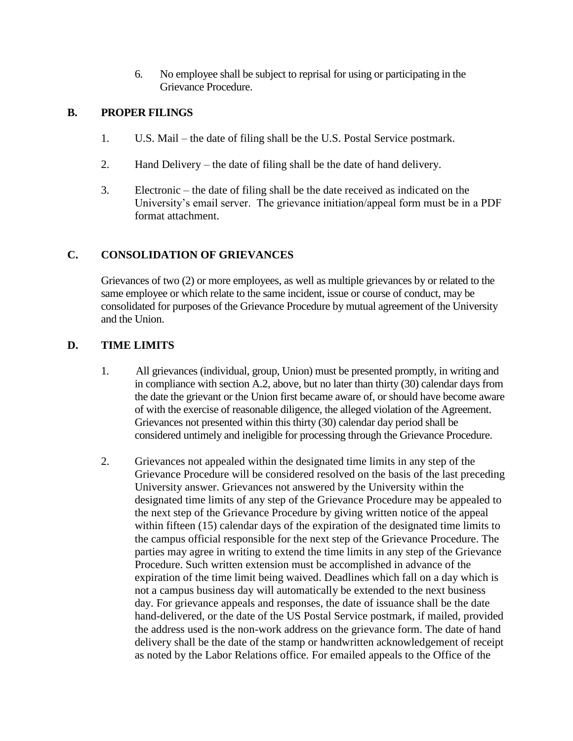6. No employee shall be subject to reprisal for using or participating in the Grievance Procedure.

## B. PROPER FILINGS

1. U.S. Mail – the date of filing shall be the U.S. Postal Service postmark.

2. Hand Delivery – the date of filing shall be the date of hand delivery.

3. Electronic – the date of filing shall be the date received as indicated on the University's email server. The grievance initiation/appeal form must be in a PDF format attachment.

## C. CONSOLIDATION OF GRIEVANCES

Grievances of two (2) or more employees, as well as multiple grievances by or related to the same employee or which relate to the same incident, issue or course of conduct, may be consolidated for purposes of the Grievance Procedure by mutual agreement of the University and the Union.

## D. TIME LIMITS

1. All grievances (individual, group, Union) must be presented promptly, in writing and in compliance with section A.2, above, but no later than thirty (30) calendar days from the date the grievant or the Union first became aware of, or should have become aware of with the exercise of reasonable diligence, the alleged violation of the Agreement. Grievances not presented within this thirty (30) calendar day period shall be considered untimely and ineligible for processing through the Grievance Procedure.

2. Grievances not appealed within the designated time limits in any step of the Grievance Procedure will be considered resolved on the basis of the last preceding University answer. Grievances not answered by the University within the designated time limits of any step of the Grievance Procedure may be appealed to the next step of the Grievance Procedure by giving written notice of the appeal within fifteen (15) calendar days of the expiration of the designated time limits to the campus official responsible for the next step of the Grievance Procedure. The parties may agree in writing to extend the time limits in any step of the Grievance Procedure. Such written extension must be accomplished in advance of the expiration of the time limit being waived. Deadlines which fall on a day which is not a campus business day will automatically be extended to the next business day. For grievance appeals and responses, the date of issuance shall be the date hand-delivered, or the date of the US Postal Service postmark, if mailed, provided the address used is the non-work address on the grievance form. The date of hand delivery shall be the date of the stamp or handwritten acknowledgement of receipt as noted by the Labor Relations office. For emailed appeals to the Office of the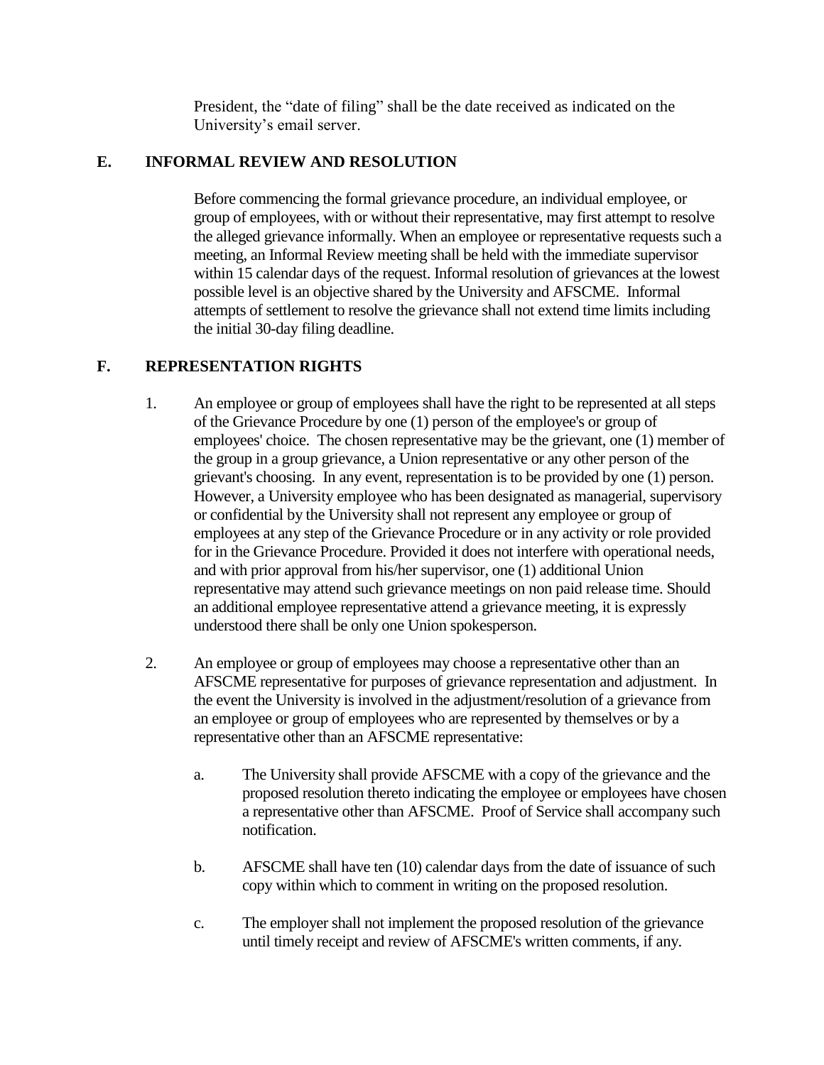President, the "date of filing" shall be the date received as indicated on the University's email server.

## E. INFORMAL REVIEW AND RESOLUTION

Before commencing the formal grievance procedure, an individual employee, or group of employees, with or without their representative, may first attempt to resolve the alleged grievance informally. When an employee or representative requests such a meeting, an Informal Review meeting shall be held with the immediate supervisor within 15 calendar days of the request. Informal resolution of grievances at the lowest possible level is an objective shared by the University and AFSCME. Informal attempts of settlement to resolve the grievance shall not extend time limits including the initial 30-day filing deadline.

## F. REPRESENTATION RIGHTS

1. An employee or group of employees shall have the right to be represented at all steps of the Grievance Procedure by one (1) person of the employee's or group of employees' choice. The chosen representative may be the grievant, one (1) member of the group in a group grievance, a Union representative or any other person of the grievant's choosing. In any event, representation is to be provided by one (1) person. However, a University employee who has been designated as managerial, supervisory or confidential by the University shall not represent any employee or group of employees at any step of the Grievance Procedure or in any activity or role provided for in the Grievance Procedure. Provided it does not interfere with operational needs, and with prior approval from his/her supervisor, one (1) additional Union representative may attend such grievance meetings on non paid release time. Should an additional employee representative attend a grievance meeting, it is expressly understood there shall be only one Union spokesperson.

2. An employee or group of employees may choose a representative other than an AFSCME representative for purposes of grievance representation and adjustment. In the event the University is involved in the adjustment/resolution of a grievance from an employee or group of employees who are represented by themselves or by a representative other than an AFSCME representative:

   a. The University shall provide AFSCME with a copy of the grievance and the proposed resolution thereto indicating the employee or employees have chosen a representative other than AFSCME. Proof of Service shall accompany such notification.

   b. AFSCME shall have ten (10) calendar days from the date of issuance of such copy within which to comment in writing on the proposed resolution.

   c. The employer shall not implement the proposed resolution of the grievance until timely receipt and review of AFSCME's written comments, if any.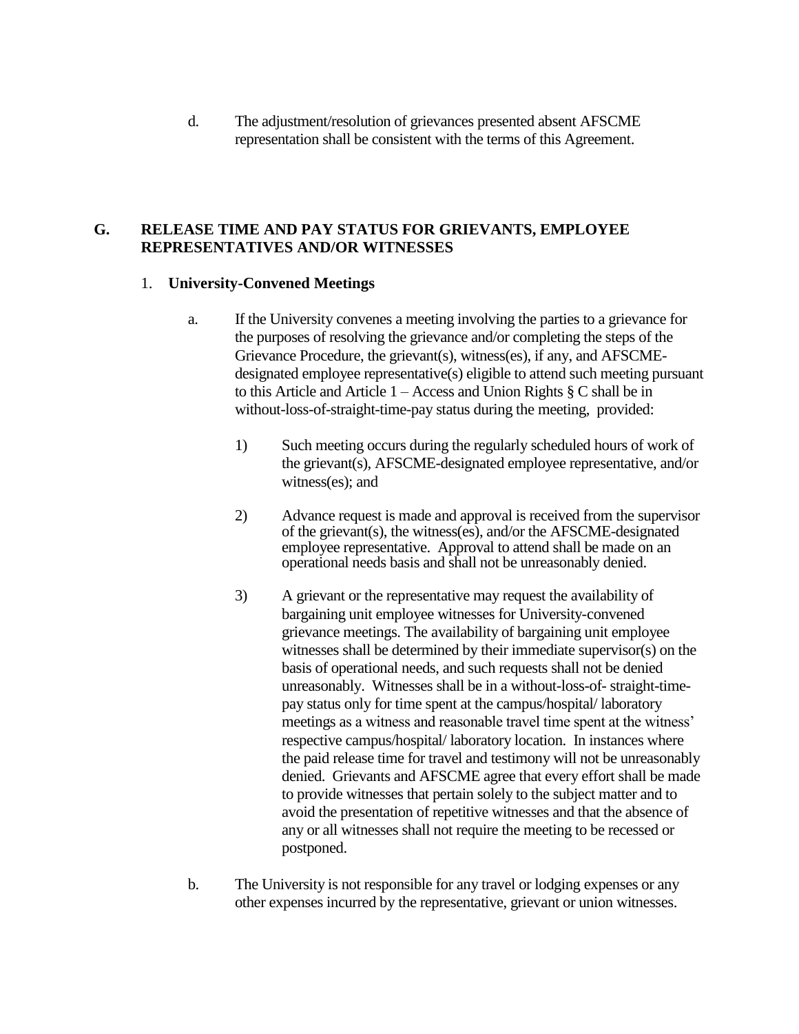d. The adjustment/resolution of grievances presented absent AFSCME representation shall be consistent with the terms of this Agreement.

## G. RELEASE TIME AND PAY STATUS FOR GRIEVANTS, EMPLOYEE REPRESENTATIVES AND/OR WITNESSES

### 1. University-Convened Meetings

a. If the University convenes a meeting involving the parties to a grievance for the purposes of resolving the grievance and/or completing the steps of the Grievance Procedure, the grievant(s), witness(es), if any, and AFSCME-designated employee representative(s) eligible to attend such meeting pursuant to this Article and Article 1 – Access and Union Rights § C shall be in without-loss-of-straight-time-pay status during the meeting, provided:

1) Such meeting occurs during the regularly scheduled hours of work of the grievant(s), AFSCME-designated employee representative, and/or witness(es); and

2) Advance request is made and approval is received from the supervisor of the grievant(s), the witness(es), and/or the AFSCME-designated employee representative. Approval to attend shall be made on an operational needs basis and shall not be unreasonably denied.

3) A grievant or the representative may request the availability of bargaining unit employee witnesses for University-convened grievance meetings. The availability of bargaining unit employee witnesses shall be determined by their immediate supervisor(s) on the basis of operational needs, and such requests shall not be denied unreasonably. Witnesses shall be in a without-loss-of- straight-time-pay status only for time spent at the campus/hospital/ laboratory meetings as a witness and reasonable travel time spent at the witness' respective campus/hospital/ laboratory location. In instances where the paid release time for travel and testimony will not be unreasonably denied. Grievants and AFSCME agree that every effort shall be made to provide witnesses that pertain solely to the subject matter and to avoid the presentation of repetitive witnesses and that the absence of any or all witnesses shall not require the meeting to be recessed or postponed.

b. The University is not responsible for any travel or lodging expenses or any other expenses incurred by the representative, grievant or union witnesses.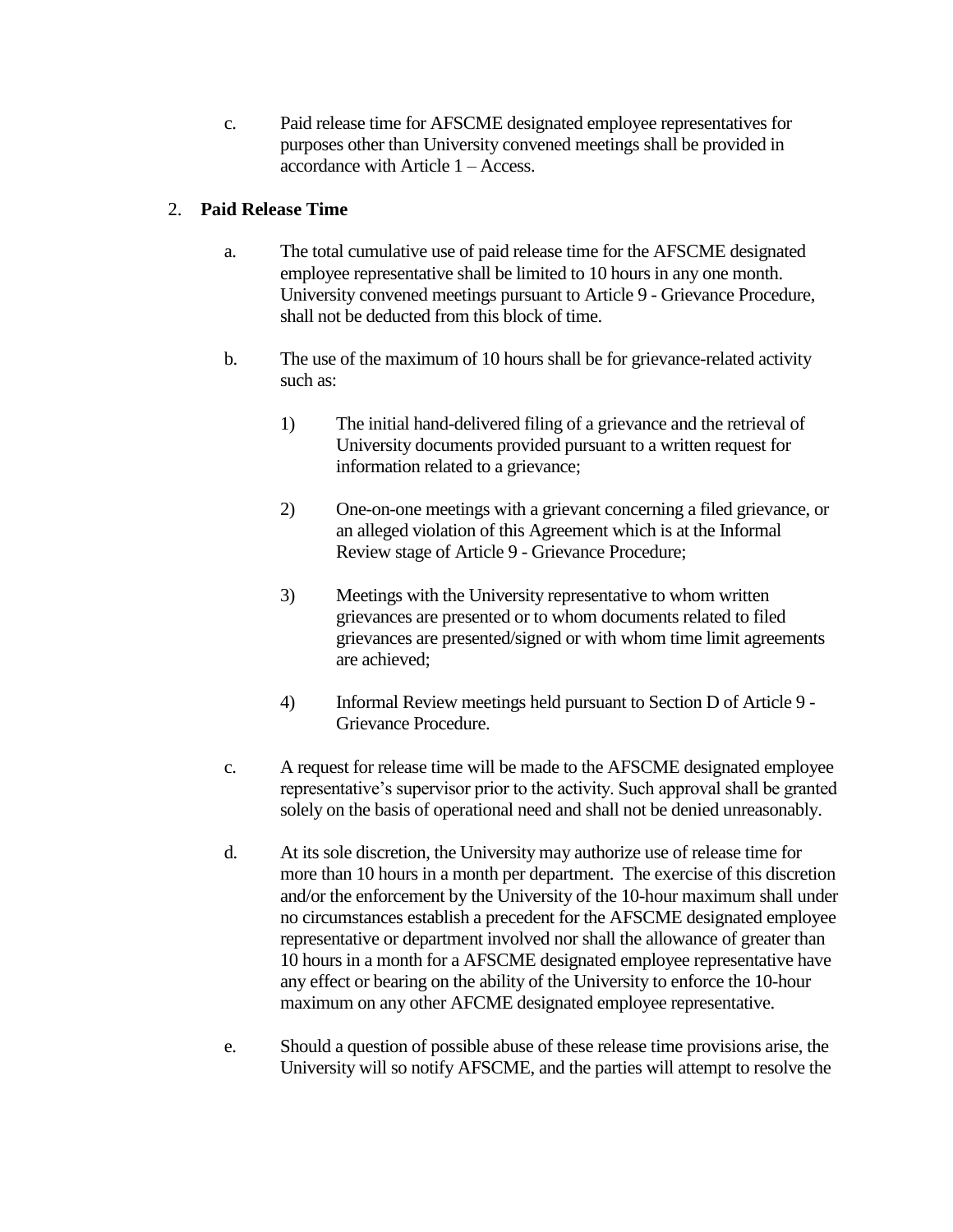c. Paid release time for AFSCME designated employee representatives for purposes other than University convened meetings shall be provided in accordance with Article 1 – Access.

2. **Paid Release Time**

   a. The total cumulative use of paid release time for the AFSCME designated employee representative shall be limited to 10 hours in any one month. University convened meetings pursuant to Article 9 - Grievance Procedure, shall not be deducted from this block of time.

   b. The use of the maximum of 10 hours shall be for grievance-related activity such as:

      1) The initial hand-delivered filing of a grievance and the retrieval of University documents provided pursuant to a written request for information related to a grievance;

      2) One-on-one meetings with a grievant concerning a filed grievance, or an alleged violation of this Agreement which is at the Informal Review stage of Article 9 - Grievance Procedure;

      3) Meetings with the University representative to whom written grievances are presented or to whom documents related to filed grievances are presented/signed or with whom time limit agreements are achieved;

      4) Informal Review meetings held pursuant to Section D of Article 9 - Grievance Procedure.

   c. A request for release time will be made to the AFSCME designated employee representative's supervisor prior to the activity. Such approval shall be granted solely on the basis of operational need and shall not be denied unreasonably.

   d. At its sole discretion, the University may authorize use of release time for more than 10 hours in a month per department. The exercise of this discretion and/or the enforcement by the University of the 10-hour maximum shall under no circumstances establish a precedent for the AFSCME designated employee representative or department involved nor shall the allowance of greater than 10 hours in a month for a AFSCME designated employee representative have any effect or bearing on the ability of the University to enforce the 10-hour maximum on any other AFCME designated employee representative.

   e. Should a question of possible abuse of these release time provisions arise, the University will so notify AFSCME, and the parties will attempt to resolve the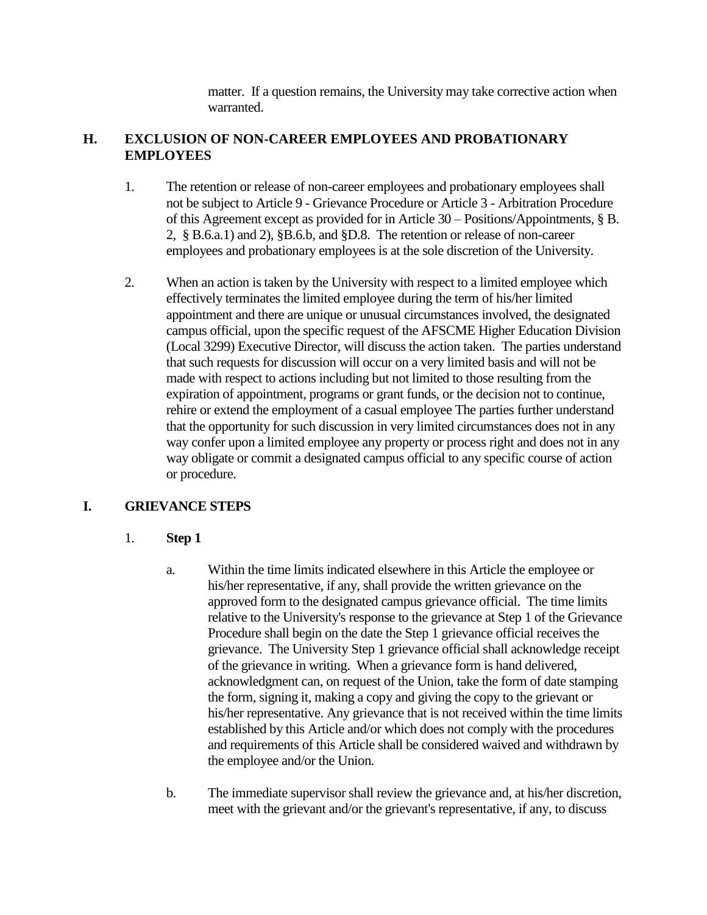matter. If a question remains, the University may take corrective action when warranted.

## H. EXCLUSION OF NON-CAREER EMPLOYEES AND PROBATIONARY EMPLOYEES

1. The retention or release of non-career employees and probationary employees shall not be subject to Article 9 - Grievance Procedure or Article 3 - Arbitration Procedure of this Agreement except as provided for in Article 30 – Positions/Appointments, § B. 2, § B.6.a.1) and 2), §B.6.b, and §D.8. The retention or release of non-career employees and probationary employees is at the sole discretion of the University.

2. When an action is taken by the University with respect to a limited employee which effectively terminates the limited employee during the term of his/her limited appointment and there are unique or unusual circumstances involved, the designated campus official, upon the specific request of the AFSCME Higher Education Division (Local 3299) Executive Director, will discuss the action taken. The parties understand that such requests for discussion will occur on a very limited basis and will not be made with respect to actions including but not limited to those resulting from the expiration of appointment, programs or grant funds, or the decision not to continue, rehire or extend the employment of a casual employee The parties further understand that the opportunity for such discussion in very limited circumstances does not in any way confer upon a limited employee any property or process right and does not in any way obligate or commit a designated campus official to any specific course of action or procedure.

## I. GRIEVANCE STEPS

1. **Step 1**

   a. Within the time limits indicated elsewhere in this Article the employee or his/her representative, if any, shall provide the written grievance on the approved form to the designated campus grievance official. The time limits relative to the University's response to the grievance at Step 1 of the Grievance Procedure shall begin on the date the Step 1 grievance official receives the grievance. The University Step 1 grievance official shall acknowledge receipt of the grievance in writing. When a grievance form is hand delivered, acknowledgment can, on request of the Union, take the form of date stamping the form, signing it, making a copy and giving the copy to the grievant or his/her representative. Any grievance that is not received within the time limits established by this Article and/or which does not comply with the procedures and requirements of this Article shall be considered waived and withdrawn by the employee and/or the Union.

   b. The immediate supervisor shall review the grievance and, at his/her discretion, meet with the grievant and/or the grievant's representative, if any, to discuss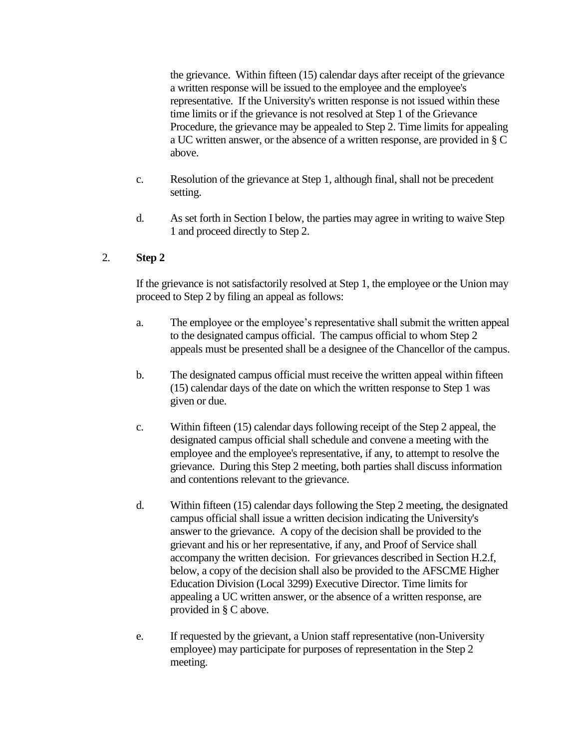the grievance. Within fifteen (15) calendar days after receipt of the grievance a written response will be issued to the employee and the employee's representative. If the University's written response is not issued within these time limits or if the grievance is not resolved at Step 1 of the Grievance Procedure, the grievance may be appealed to Step 2. Time limits for appealing a UC written answer, or the absence of a written response, are provided in § C above.

c. Resolution of the grievance at Step 1, although final, shall not be precedent setting.

d. As set forth in Section I below, the parties may agree in writing to waive Step 1 and proceed directly to Step 2.

2. **Step 2**

If the grievance is not satisfactorily resolved at Step 1, the employee or the Union may proceed to Step 2 by filing an appeal as follows:

a. The employee or the employee's representative shall submit the written appeal to the designated campus official. The campus official to whom Step 2 appeals must be presented shall be a designee of the Chancellor of the campus.

b. The designated campus official must receive the written appeal within fifteen (15) calendar days of the date on which the written response to Step 1 was given or due.

c. Within fifteen (15) calendar days following receipt of the Step 2 appeal, the designated campus official shall schedule and convene a meeting with the employee and the employee's representative, if any, to attempt to resolve the grievance. During this Step 2 meeting, both parties shall discuss information and contentions relevant to the grievance.

d. Within fifteen (15) calendar days following the Step 2 meeting, the designated campus official shall issue a written decision indicating the University's answer to the grievance. A copy of the decision shall be provided to the grievant and his or her representative, if any, and Proof of Service shall accompany the written decision. For grievances described in Section H.2.f, below, a copy of the decision shall also be provided to the AFSCME Higher Education Division (Local 3299) Executive Director. Time limits for appealing a UC written answer, or the absence of a written response, are provided in § C above.

e. If requested by the grievant, a Union staff representative (non-University employee) may participate for purposes of representation in the Step 2 meeting.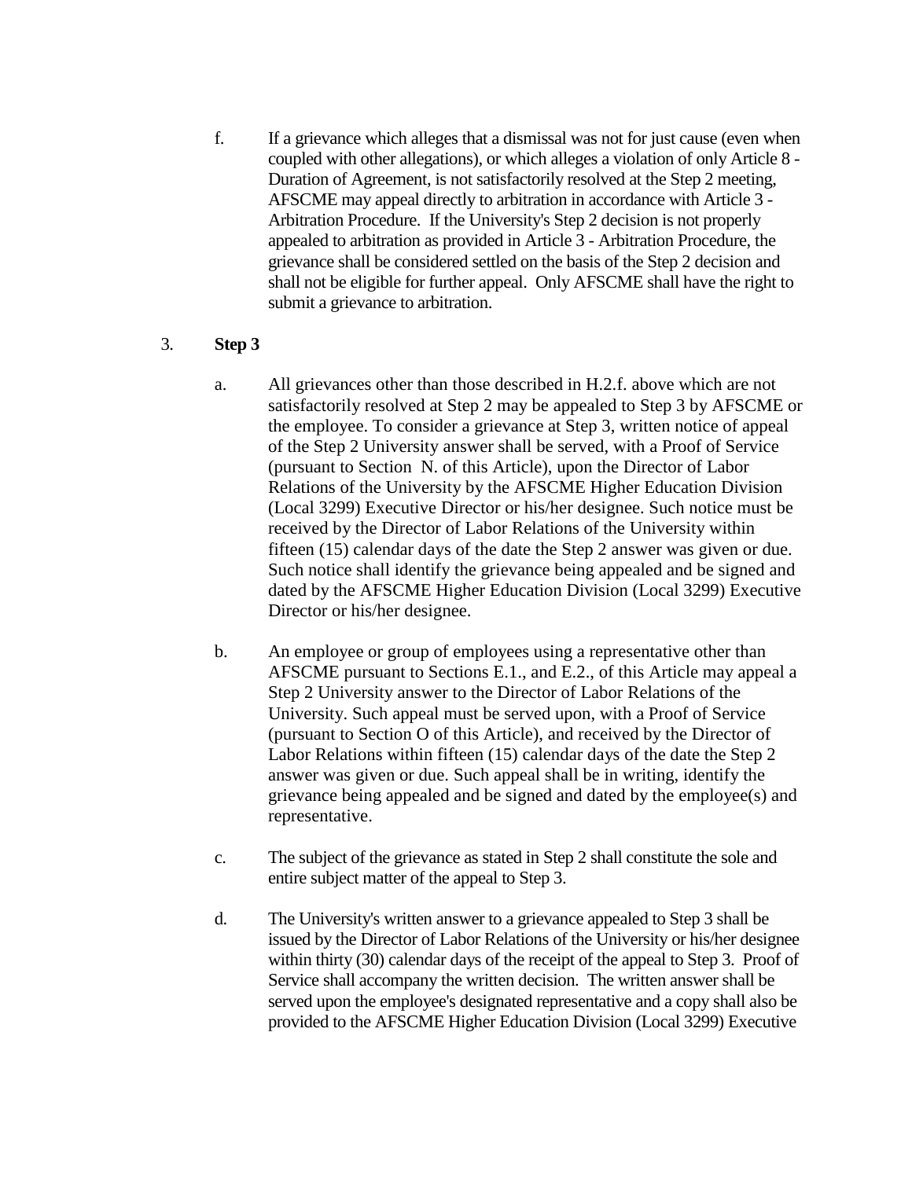f. If a grievance which alleges that a dismissal was not for just cause (even when coupled with other allegations), or which alleges a violation of only Article 8 - Duration of Agreement, is not satisfactorily resolved at the Step 2 meeting, AFSCME may appeal directly to arbitration in accordance with Article 3 - Arbitration Procedure. If the University's Step 2 decision is not properly appealed to arbitration as provided in Article 3 - Arbitration Procedure, the grievance shall be considered settled on the basis of the Step 2 decision and shall not be eligible for further appeal. Only AFSCME shall have the right to submit a grievance to arbitration.

3. **Step 3**

a. All grievances other than those described in H.2.f. above which are not satisfactorily resolved at Step 2 may be appealed to Step 3 by AFSCME or the employee. To consider a grievance at Step 3, written notice of appeal of the Step 2 University answer shall be served, with a Proof of Service (pursuant to Section N. of this Article), upon the Director of Labor Relations of the University by the AFSCME Higher Education Division (Local 3299) Executive Director or his/her designee. Such notice must be received by the Director of Labor Relations of the University within fifteen (15) calendar days of the date the Step 2 answer was given or due. Such notice shall identify the grievance being appealed and be signed and dated by the AFSCME Higher Education Division (Local 3299) Executive Director or his/her designee.

b. An employee or group of employees using a representative other than AFSCME pursuant to Sections E.1., and E.2., of this Article may appeal a Step 2 University answer to the Director of Labor Relations of the University. Such appeal must be served upon, with a Proof of Service (pursuant to Section O of this Article), and received by the Director of Labor Relations within fifteen (15) calendar days of the date the Step 2 answer was given or due. Such appeal shall be in writing, identify the grievance being appealed and be signed and dated by the employee(s) and representative.

c. The subject of the grievance as stated in Step 2 shall constitute the sole and entire subject matter of the appeal to Step 3.

d. The University's written answer to a grievance appealed to Step 3 shall be issued by the Director of Labor Relations of the University or his/her designee within thirty (30) calendar days of the receipt of the appeal to Step 3. Proof of Service shall accompany the written decision. The written answer shall be served upon the employee's designated representative and a copy shall also be provided to the AFSCME Higher Education Division (Local 3299) Executive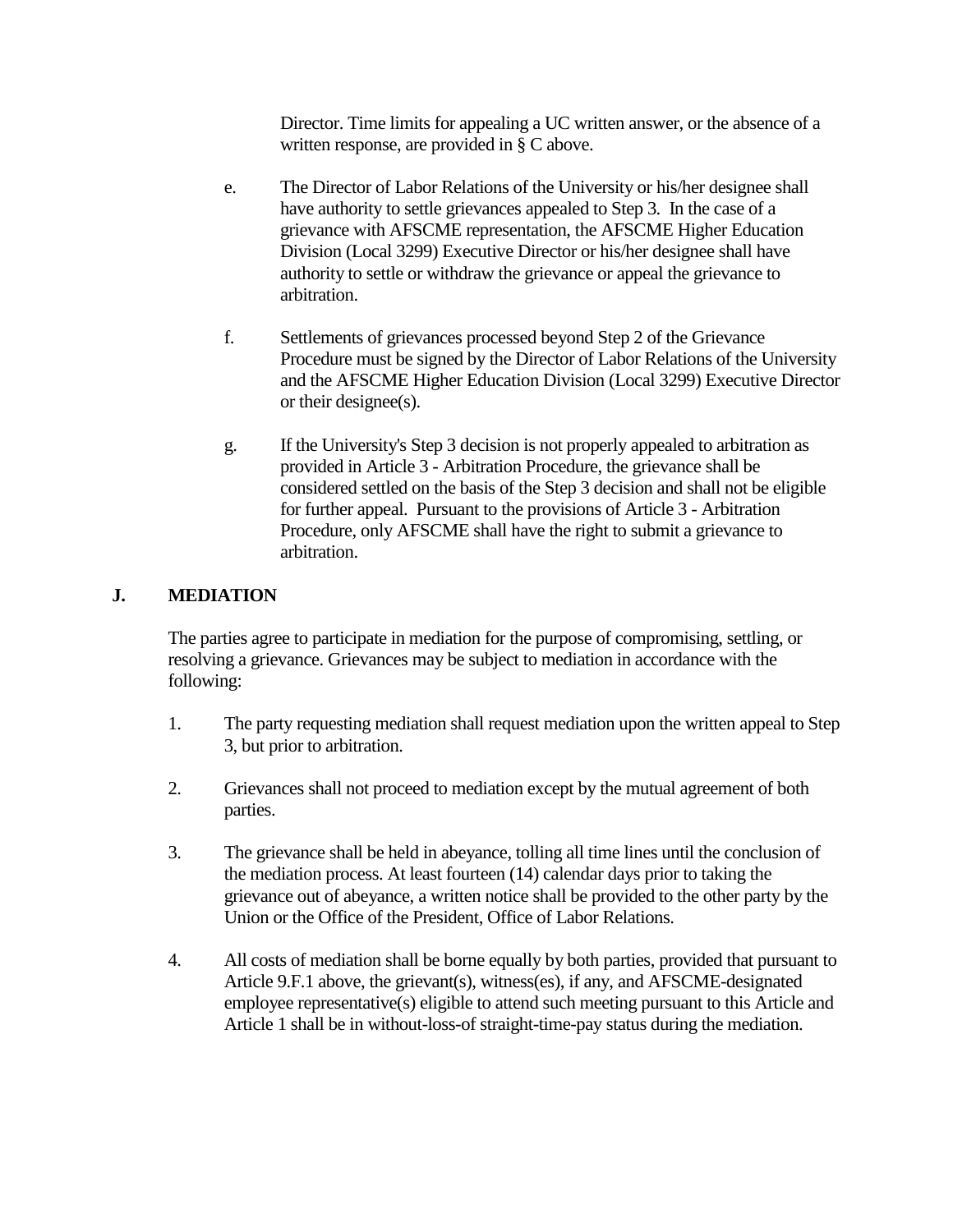Director. Time limits for appealing a UC written answer, or the absence of a written response, are provided in § C above.

e. The Director of Labor Relations of the University or his/her designee shall have authority to settle grievances appealed to Step 3. In the case of a grievance with AFSCME representation, the AFSCME Higher Education Division (Local 3299) Executive Director or his/her designee shall have authority to settle or withdraw the grievance or appeal the grievance to arbitration.

f. Settlements of grievances processed beyond Step 2 of the Grievance Procedure must be signed by the Director of Labor Relations of the University and the AFSCME Higher Education Division (Local 3299) Executive Director or their designee(s).

g. If the University's Step 3 decision is not properly appealed to arbitration as provided in Article 3 - Arbitration Procedure, the grievance shall be considered settled on the basis of the Step 3 decision and shall not be eligible for further appeal. Pursuant to the provisions of Article 3 - Arbitration Procedure, only AFSCME shall have the right to submit a grievance to arbitration.

## J. MEDIATION

The parties agree to participate in mediation for the purpose of compromising, settling, or resolving a grievance. Grievances may be subject to mediation in accordance with the following:

1. The party requesting mediation shall request mediation upon the written appeal to Step 3, but prior to arbitration.

2. Grievances shall not proceed to mediation except by the mutual agreement of both parties.

3. The grievance shall be held in abeyance, tolling all time lines until the conclusion of the mediation process. At least fourteen (14) calendar days prior to taking the grievance out of abeyance, a written notice shall be provided to the other party by the Union or the Office of the President, Office of Labor Relations.

4. All costs of mediation shall be borne equally by both parties, provided that pursuant to Article 9.F.1 above, the grievant(s), witness(es), if any, and AFSCME-designated employee representative(s) eligible to attend such meeting pursuant to this Article and Article 1 shall be in without-loss-of straight-time-pay status during the mediation.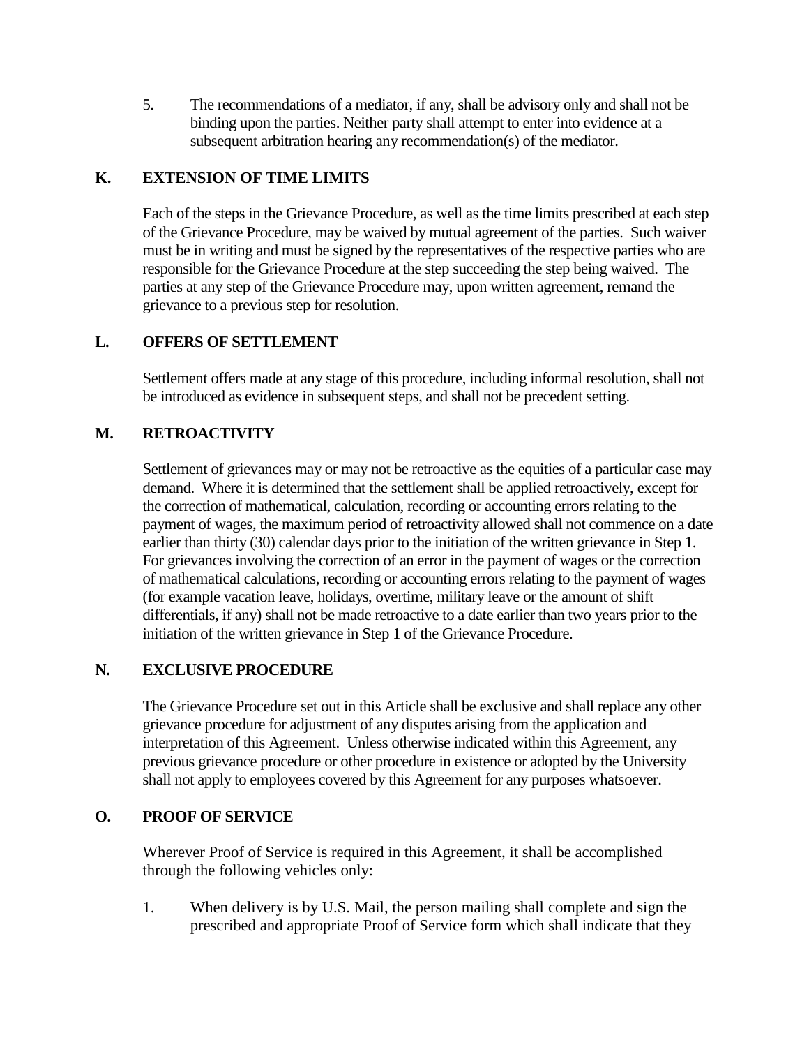5. The recommendations of a mediator, if any, shall be advisory only and shall not be binding upon the parties. Neither party shall attempt to enter into evidence at a subsequent arbitration hearing any recommendation(s) of the mediator.

## K. EXTENSION OF TIME LIMITS

Each of the steps in the Grievance Procedure, as well as the time limits prescribed at each step of the Grievance Procedure, may be waived by mutual agreement of the parties. Such waiver must be in writing and must be signed by the representatives of the respective parties who are responsible for the Grievance Procedure at the step succeeding the step being waived. The parties at any step of the Grievance Procedure may, upon written agreement, remand the grievance to a previous step for resolution.

## L. OFFERS OF SETTLEMENT

Settlement offers made at any stage of this procedure, including informal resolution, shall not be introduced as evidence in subsequent steps, and shall not be precedent setting.

## M. RETROACTIVITY

Settlement of grievances may or may not be retroactive as the equities of a particular case may demand. Where it is determined that the settlement shall be applied retroactively, except for the correction of mathematical, calculation, recording or accounting errors relating to the payment of wages, the maximum period of retroactivity allowed shall not commence on a date earlier than thirty (30) calendar days prior to the initiation of the written grievance in Step 1. For grievances involving the correction of an error in the payment of wages or the correction of mathematical calculations, recording or accounting errors relating to the payment of wages (for example vacation leave, holidays, overtime, military leave or the amount of shift differentials, if any) shall not be made retroactive to a date earlier than two years prior to the initiation of the written grievance in Step 1 of the Grievance Procedure.

## N. EXCLUSIVE PROCEDURE

The Grievance Procedure set out in this Article shall be exclusive and shall replace any other grievance procedure for adjustment of any disputes arising from the application and interpretation of this Agreement. Unless otherwise indicated within this Agreement, any previous grievance procedure or other procedure in existence or adopted by the University shall not apply to employees covered by this Agreement for any purposes whatsoever.

## O. PROOF OF SERVICE

Wherever Proof of Service is required in this Agreement, it shall be accomplished through the following vehicles only:

1. When delivery is by U.S. Mail, the person mailing shall complete and sign the prescribed and appropriate Proof of Service form which shall indicate that they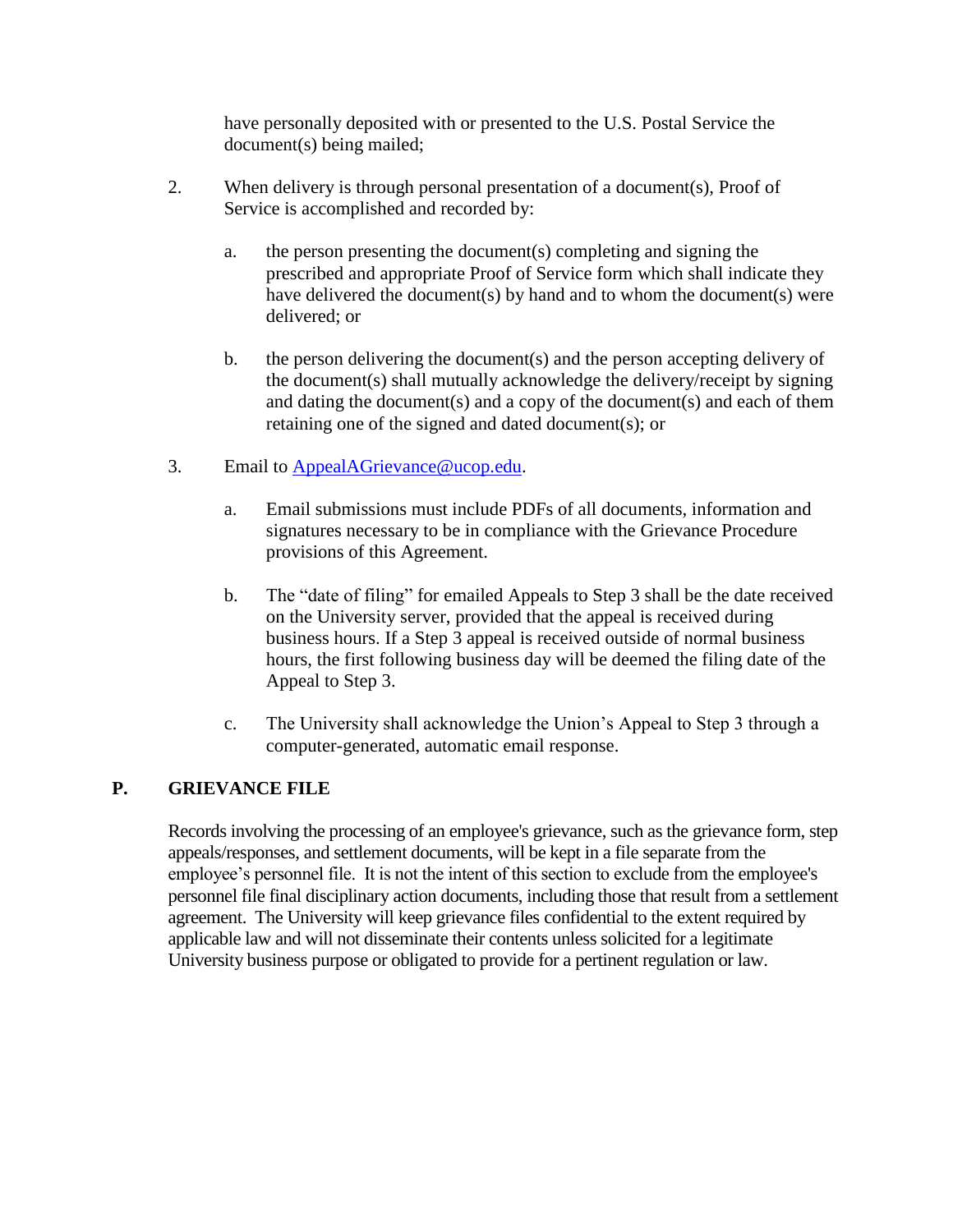have personally deposited with or presented to the U.S. Postal Service the document(s) being mailed;

2. When delivery is through personal presentation of a document(s), Proof of Service is accomplished and recorded by:

   a. the person presenting the document(s) completing and signing the prescribed and appropriate Proof of Service form which shall indicate they have delivered the document(s) by hand and to whom the document(s) were delivered; or

   b. the person delivering the document(s) and the person accepting delivery of the document(s) shall mutually acknowledge the delivery/receipt by signing and dating the document(s) and a copy of the document(s) and each of them retaining one of the signed and dated document(s); or

3. Email to AppealAGrievance@ucop.edu.

   a. Email submissions must include PDFs of all documents, information and signatures necessary to be in compliance with the Grievance Procedure provisions of this Agreement.

   b. The "date of filing" for emailed Appeals to Step 3 shall be the date received on the University server, provided that the appeal is received during business hours. If a Step 3 appeal is received outside of normal business hours, the first following business day will be deemed the filing date of the Appeal to Step 3.

   c. The University shall acknowledge the Union's Appeal to Step 3 through a computer-generated, automatic email response.

## P. GRIEVANCE FILE

Records involving the processing of an employee's grievance, such as the grievance form, step appeals/responses, and settlement documents, will be kept in a file separate from the employee's personnel file. It is not the intent of this section to exclude from the employee's personnel file final disciplinary action documents, including those that result from a settlement agreement. The University will keep grievance files confidential to the extent required by applicable law and will not disseminate their contents unless solicited for a legitimate University business purpose or obligated to provide for a pertinent regulation or law.